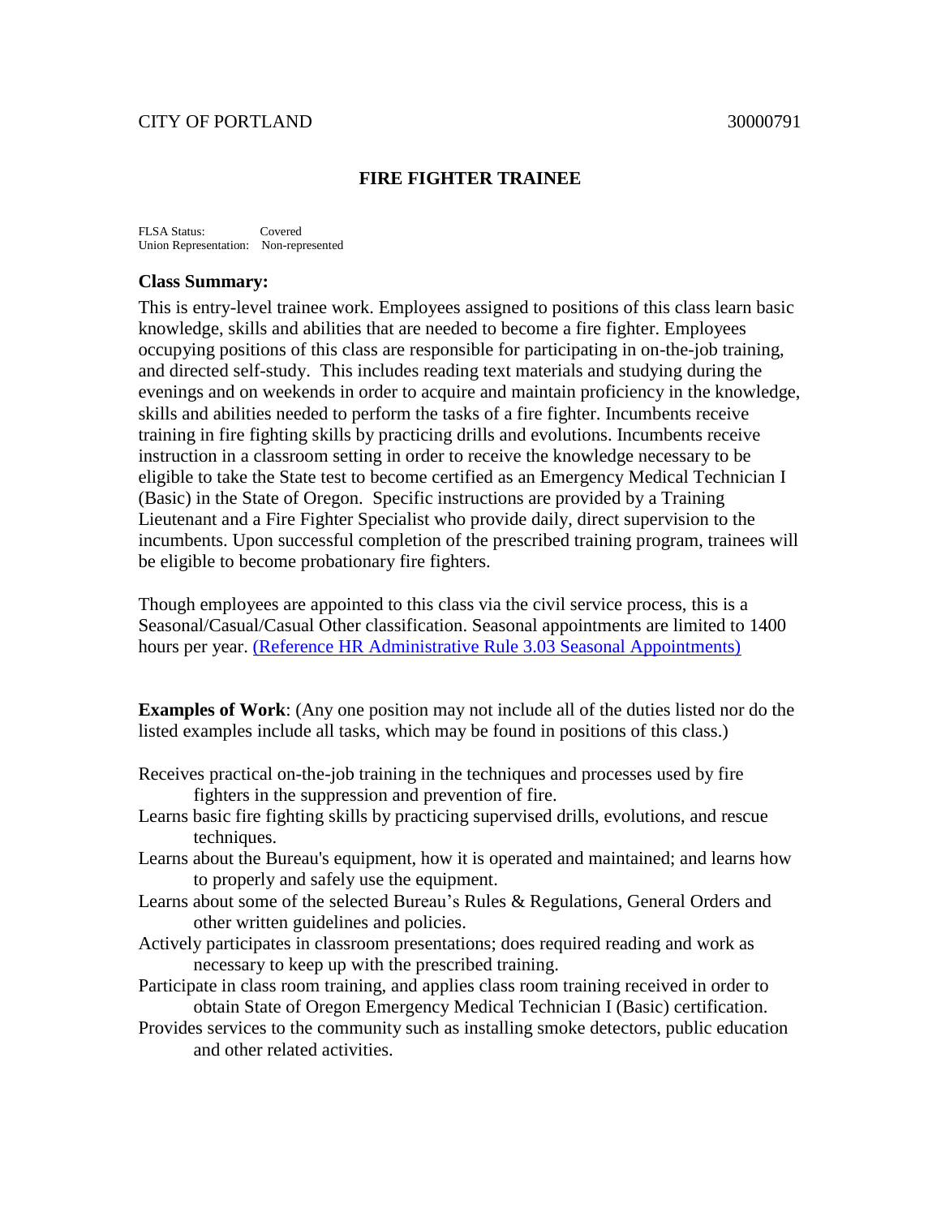CITY OF PORTLAND 30000791

# FIRE FIGHTER TRAINEE

FLSA Status: Covered
Union Representation: Non-represented

**Class Summary:**

This is entry-level trainee work. Employees assigned to positions of this class learn basic knowledge, skills and abilities that are needed to become a fire fighter. Employees occupying positions of this class are responsible for participating in on-the-job training, and directed self-study. This includes reading text materials and studying during the evenings and on weekends in order to acquire and maintain proficiency in the knowledge, skills and abilities needed to perform the tasks of a fire fighter. Incumbents receive training in fire fighting skills by practicing drills and evolutions. Incumbents receive instruction in a classroom setting in order to receive the knowledge necessary to be eligible to take the State test to become certified as an Emergency Medical Technician I (Basic) in the State of Oregon. Specific instructions are provided by a Training Lieutenant and a Fire Fighter Specialist who provide daily, direct supervision to the incumbents. Upon successful completion of the prescribed training program, trainees will be eligible to become probationary fire fighters.

Though employees are appointed to this class via the civil service process, this is a Seasonal/Casual/Casual Other classification. Seasonal appointments are limited to 1400 hours per year. (Reference HR Administrative Rule 3.03 Seasonal Appointments)

**Examples of Work**: (Any one position may not include all of the duties listed nor do the listed examples include all tasks, which may be found in positions of this class.)

Receives practical on-the-job training in the techniques and processes used by fire fighters in the suppression and prevention of fire.

Learns basic fire fighting skills by practicing supervised drills, evolutions, and rescue techniques.

Learns about the Bureau's equipment, how it is operated and maintained; and learns how to properly and safely use the equipment.

Learns about some of the selected Bureau's Rules & Regulations, General Orders and other written guidelines and policies.

Actively participates in classroom presentations; does required reading and work as necessary to keep up with the prescribed training.

Participate in class room training, and applies class room training received in order to obtain State of Oregon Emergency Medical Technician I (Basic) certification.

Provides services to the community such as installing smoke detectors, public education and other related activities.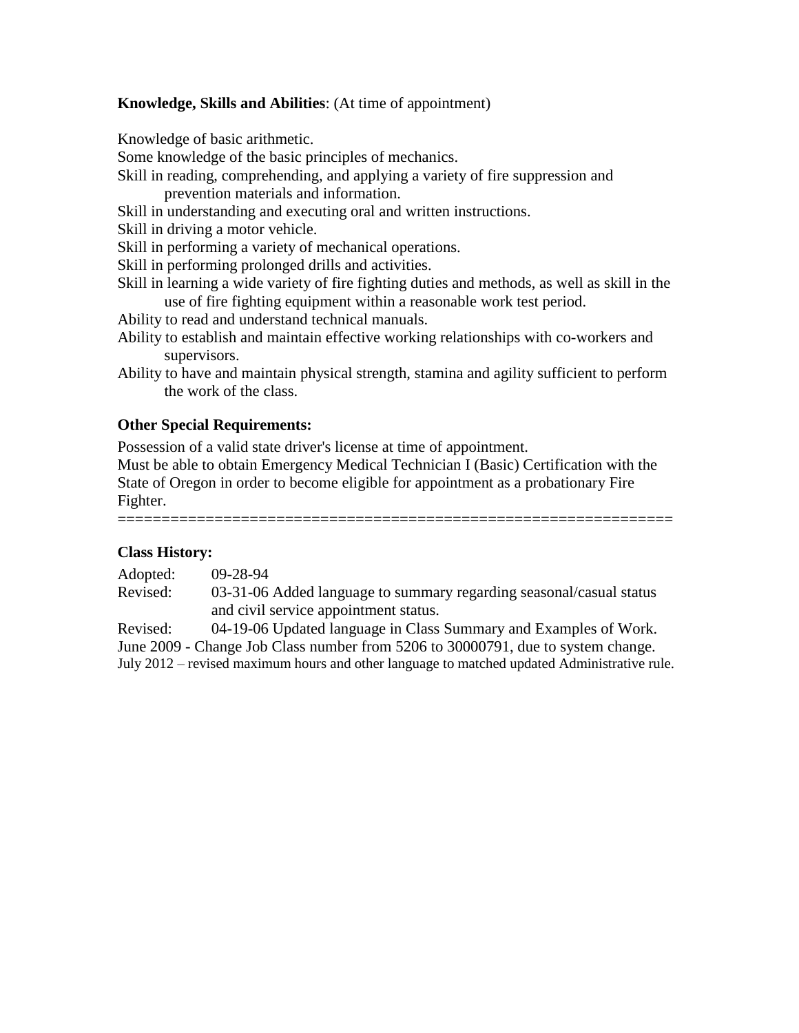**Knowledge, Skills and Abilities**: (At time of appointment)

Knowledge of basic arithmetic.
Some knowledge of the basic principles of mechanics.
Skill in reading, comprehending, and applying a variety of fire suppression and prevention materials and information.
Skill in understanding and executing oral and written instructions.
Skill in driving a motor vehicle.
Skill in performing a variety of mechanical operations.
Skill in performing prolonged drills and activities.
Skill in learning a wide variety of fire fighting duties and methods, as well as skill in the use of fire fighting equipment within a reasonable work test period.
Ability to read and understand technical manuals.
Ability to establish and maintain effective working relationships with co-workers and supervisors.
Ability to have and maintain physical strength, stamina and agility sufficient to perform the work of the class.

**Other Special Requirements:**

Possession of a valid state driver's license at time of appointment.
Must be able to obtain Emergency Medical Technician I (Basic) Certification with the State of Oregon in order to become eligible for appointment as a probationary Fire Fighter.

=============================================================

**Class History:**

Adopted: 09-28-94
Revised: 03-31-06 Added language to summary regarding seasonal/casual status and civil service appointment status.
Revised: 04-19-06 Updated language in Class Summary and Examples of Work.
June 2009 - Change Job Class number from 5206 to 30000791, due to system change.
July 2012 – revised maximum hours and other language to matched updated Administrative rule.